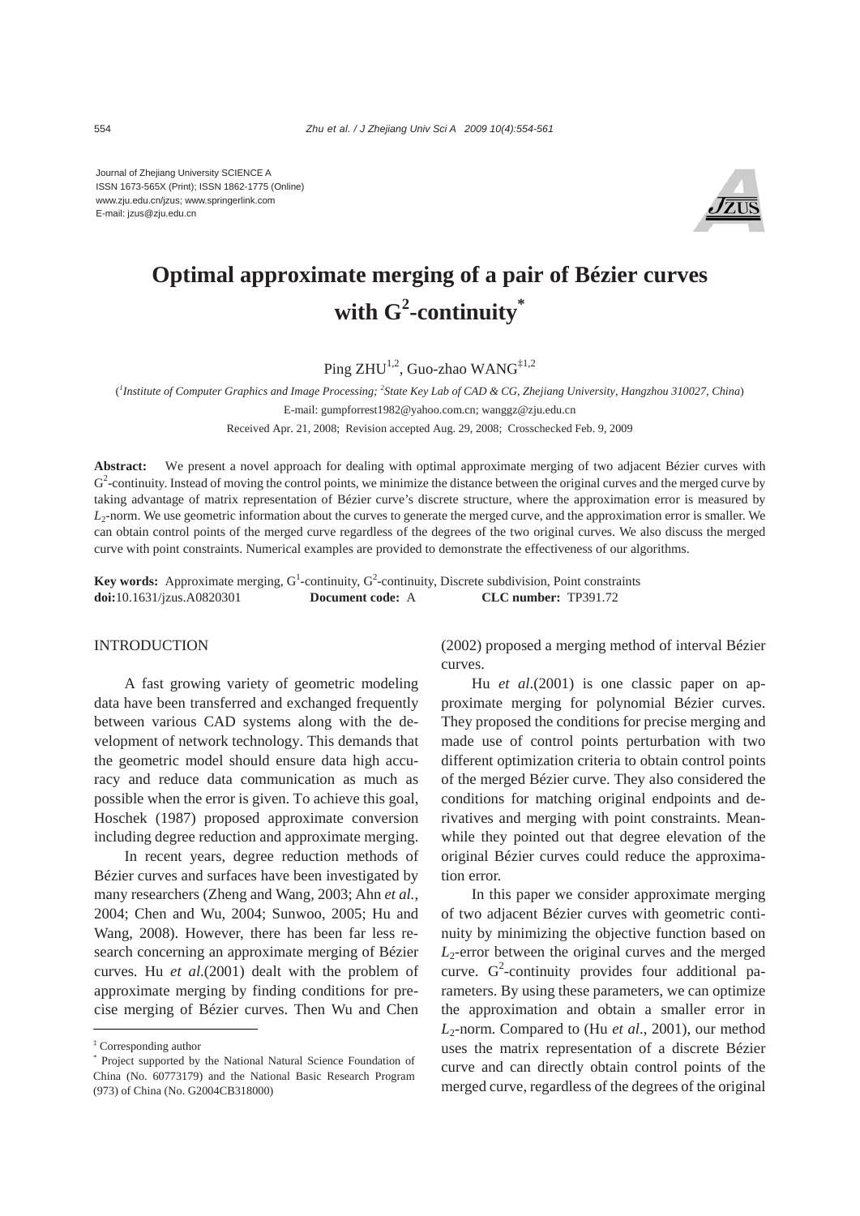Journal of Zhejiang University SCIENCE A
ISSN 1673-565X (Print); ISSN 1862-1775 (Online)
www.zju.edu.cn/jzus; www.springerlink.com
E-mail: jzus@zju.edu.cn

# Optimal approximate merging of a pair of Bézier curves with $G^2$-continuity*

Ping ZHU[1,2], Guo-zhao WANG[‡1,2]

([1]*Institute of Computer Graphics and Image Processing;* [2]*State Key Lab of CAD & CG, Zhejiang University, Hangzhou 310027, China*)

E-mail: gumpforrest1982@yahoo.com.cn; wanggz@zju.edu.cn

Received Apr. 21, 2008; Revision accepted Aug. 29, 2008; Crosschecked Feb. 9, 2009

**Abstract:** We present a novel approach for dealing with optimal approximate merging of two adjacent Bézier curves with $G^2$-continuity. Instead of moving the control points, we minimize the distance between the original curves and the merged curve by taking advantage of matrix representation of Bézier curve's discrete structure, where the approximation error is measured by $L_2$-norm. We use geometric information about the curves to generate the merged curve, and the approximation error is smaller. We can obtain control points of the merged curve regardless of the degrees of the two original curves. We also discuss the merged curve with point constraints. Numerical examples are provided to demonstrate the effectiveness of our algorithms.

**Key words:** Approximate merging, $G^1$-continuity, $G^2$-continuity, Discrete subdivision, Point constraints
**doi:**10.1631/jzus.A0820301 **Document code:** A **CLC number:** TP391.72

## INTRODUCTION

A fast growing variety of geometric modeling data have been transferred and exchanged frequently between various CAD systems along with the development of network technology. This demands that the geometric model should ensure data high accuracy and reduce data communication as much as possible when the error is given. To achieve this goal, Hoschek (1987) proposed approximate conversion including degree reduction and approximate merging.

In recent years, degree reduction methods of Bézier curves and surfaces have been investigated by many researchers (Zheng and Wang, 2003; Ahn *et al.*, 2004; Chen and Wu, 2004; Sunwoo, 2005; Hu and Wang, 2008). However, there has been far less research concerning an approximate merging of Bézier curves. Hu *et al*.(2001) dealt with the problem of approximate merging by finding conditions for precise merging of Bézier curves. Then Wu and Chen (2002) proposed a merging method of interval Bézier curves.

Hu *et al*.(2001) is one classic paper on approximate merging for polynomial Bézier curves. They proposed the conditions for precise merging and made use of control points perturbation with two different optimization criteria to obtain control points of the merged Bézier curve. They also considered the conditions for matching original endpoints and derivatives and merging with point constraints. Meanwhile they pointed out that degree elevation of the original Bézier curves could reduce the approximation error.

In this paper we consider approximate merging of two adjacent Bézier curves with geometric continuity by minimizing the objective function based on $L_2$-error between the original curves and the merged curve. $G^2$-continuity provides four additional parameters. By using these parameters, we can optimize the approximation and obtain a smaller error in $L_2$-norm. Compared to (Hu *et al*., 2001), our method uses the matrix representation of a discrete Bézier curve and can directly obtain control points of the merged curve, regardless of the degrees of the original

‡ Corresponding author
\* Project supported by the National Natural Science Foundation of China (No. 60773179) and the National Basic Research Program (973) of China (No. G2004CB318000)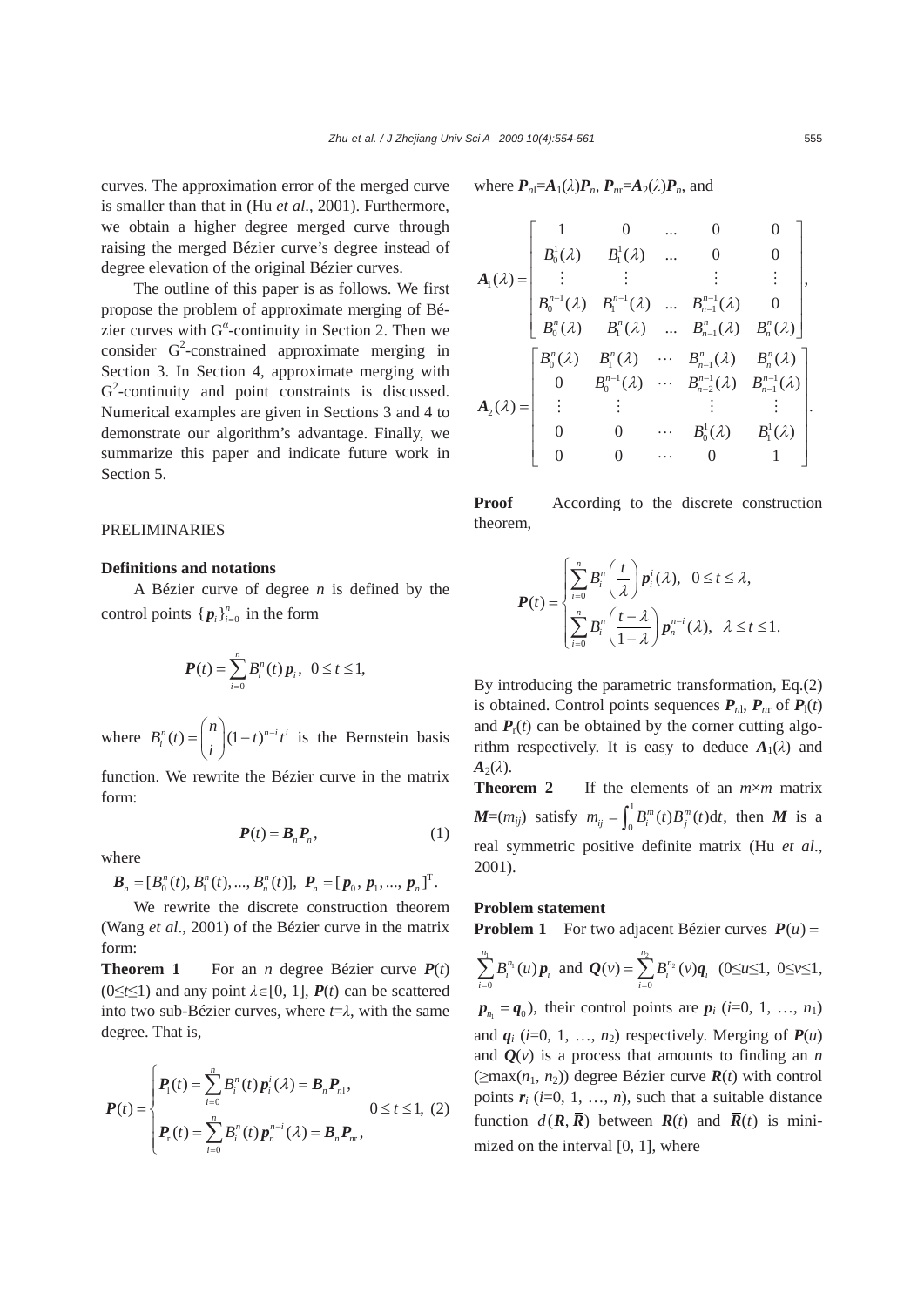curves. The approximation error of the merged curve is smaller than that in (Hu *et al*., 2001). Furthermore, we obtain a higher degree merged curve through raising the merged Bézier curve's degree instead of degree elevation of the original Bézier curves.

The outline of this paper is as follows. We first propose the problem of approximate merging of Bézier curves with $G^{\alpha}$-continuity in Section 2. Then we consider $G^2$-constrained approximate merging in Section 3. In Section 4, approximate merging with $G^2$-continuity and point constraints is discussed. Numerical examples are given in Sections 3 and 4 to demonstrate our algorithm's advantage. Finally, we summarize this paper and indicate future work in Section 5.

## PRELIMINARIES

### Definitions and notations

A Bézier curve of degree $n$ is defined by the control points $\{\boldsymbol{p}_i\}_{i=0}^n$ in the form

$$\boldsymbol{P}(t)=\sum_{i=0}^{n}B_i^n(t)\,\boldsymbol{p}_i,\ \ 0\le t\le 1,$$

where $B_i^n(t)=\binom{n}{i}(1-t)^{n-i}t^i$ is the Bernstein basis function. We rewrite the Bézier curve in the matrix form:

$$\boldsymbol{P}(t)=\boldsymbol{B}_n\boldsymbol{P}_n, \tag{1}$$

where

$\boldsymbol{B}_n=[B_0^n(t), B_1^n(t), ..., B_n^n(t)],\ \boldsymbol{P}_n=[\boldsymbol{p}_0, \boldsymbol{p}_1, ..., \boldsymbol{p}_n]^{\mathrm{T}}.$

We rewrite the discrete construction theorem (Wang *et al*., 2001) of the Bézier curve in the matrix form:

**Theorem 1** For an $n$ degree Bézier curve $\boldsymbol{P}(t)$ ($0\le t\le 1$) and any point $\lambda\in[0, 1]$, $\boldsymbol{P}(t)$ can be scattered into two sub-Bézier curves, where $t=\lambda$, with the same degree. That is,

$$\boldsymbol{P}(t)=\begin{cases}\boldsymbol{P}_{\mathrm{l}}(t)=\sum\limits_{i=0}^{n}B_i^n(t)\,\boldsymbol{p}_i^i(\lambda)=\boldsymbol{B}_n\boldsymbol{P}_{n\mathrm{l}},\\ \boldsymbol{P}_{\mathrm{r}}(t)=\sum\limits_{i=0}^{n}B_i^n(t)\,\boldsymbol{p}_n^{n-i}(\lambda)=\boldsymbol{B}_n\boldsymbol{P}_{n\mathrm{r}},\end{cases}\quad 0\le t\le 1, \tag{2}$$

where $\boldsymbol{P}_{n\mathrm{l}}=\boldsymbol{A}_1(\lambda)\boldsymbol{P}_n$, $\boldsymbol{P}_{n\mathrm{r}}=\boldsymbol{A}_2(\lambda)\boldsymbol{P}_n$, and

$$\boldsymbol{A}_1(\lambda)=\begin{bmatrix}1 & 0 & \dots & 0 & 0\\ B_0^1(\lambda) & B_1^1(\lambda) & \dots & 0 & 0\\ \vdots & \vdots & & \vdots & \vdots\\ B_0^{n-1}(\lambda) & B_1^{n-1}(\lambda) & \dots & B_{n-1}^{n-1}(\lambda) & 0\\ B_0^n(\lambda) & B_1^n(\lambda) & \dots & B_{n-1}^n(\lambda) & B_n^n(\lambda)\end{bmatrix},$$

$$\boldsymbol{A}_2(\lambda)=\begin{bmatrix}B_0^n(\lambda) & B_1^n(\lambda) & \cdots & B_{n-1}^n(\lambda) & B_n^n(\lambda)\\ 0 & B_0^{n-1}(\lambda) & \cdots & B_{n-2}^{n-1}(\lambda) & B_{n-1}^{n-1}(\lambda)\\ \vdots & \vdots & & \vdots & \vdots\\ 0 & 0 & \cdots & B_0^1(\lambda) & B_1^1(\lambda)\\ 0 & 0 & \cdots & 0 & 1\end{bmatrix}.$$

**Proof** According to the discrete construction theorem,

$$\boldsymbol{P}(t)=\begin{cases}\sum\limits_{i=0}^{n}B_i^n\left(\dfrac{t}{\lambda}\right)\boldsymbol{p}_i^i(\lambda),\ \ 0\le t\le\lambda,\\ \sum\limits_{i=0}^{n}B_i^n\left(\dfrac{t-\lambda}{1-\lambda}\right)\boldsymbol{p}_n^{n-i}(\lambda),\ \ \lambda\le t\le 1.\end{cases}$$

By introducing the parametric transformation, Eq.(2) is obtained. Control points sequences $\boldsymbol{P}_{n\mathrm{l}}$, $\boldsymbol{P}_{n\mathrm{r}}$ of $\boldsymbol{P}_{\mathrm{l}}(t)$ and $\boldsymbol{P}_{\mathrm{r}}(t)$ can be obtained by the corner cutting algorithm respectively. It is easy to deduce $\boldsymbol{A}_1(\lambda)$ and $\boldsymbol{A}_2(\lambda)$.

**Theorem 2** If the elements of an $m\times m$ matrix $\boldsymbol{M}=(m_{ij})$ satisfy $m_{ij}=\int_0^1 B_i^m(t)B_j^m(t)\mathrm{d}t$, then $\boldsymbol{M}$ is a real symmetric positive definite matrix (Hu *et al*., 2001).

### Problem statement

**Problem 1** For two adjacent Bézier curves $\boldsymbol{P}(u)=\sum_{i=0}^{n_1}B_i^{n_1}(u)\,\boldsymbol{p}_i$ and $\boldsymbol{Q}(v)=\sum_{i=0}^{n_2}B_i^{n_2}(v)\boldsymbol{q}_i$ ($0\le u\le 1$, $0\le v\le 1$, $\boldsymbol{p}_{n_1}=\boldsymbol{q}_0$), their control points are $\boldsymbol{p}_i$ ($i$=0, 1, …, $n_1$) and $\boldsymbol{q}_i$ ($i$=0, 1, …, $n_2$) respectively. Merging of $\boldsymbol{P}(u)$ and $\boldsymbol{Q}(v)$ is a process that amounts to finding an $n$ ($\ge\max(n_1, n_2)$) degree Bézier curve $\boldsymbol{R}(t)$ with control points $\boldsymbol{r}_i$ ($i$=0, 1, …, $n$), such that a suitable distance function $d(\boldsymbol{R}, \bar{\boldsymbol{R}})$ between $\boldsymbol{R}(t)$ and $\bar{\boldsymbol{R}}(t)$ is minimized on the interval [0, 1], where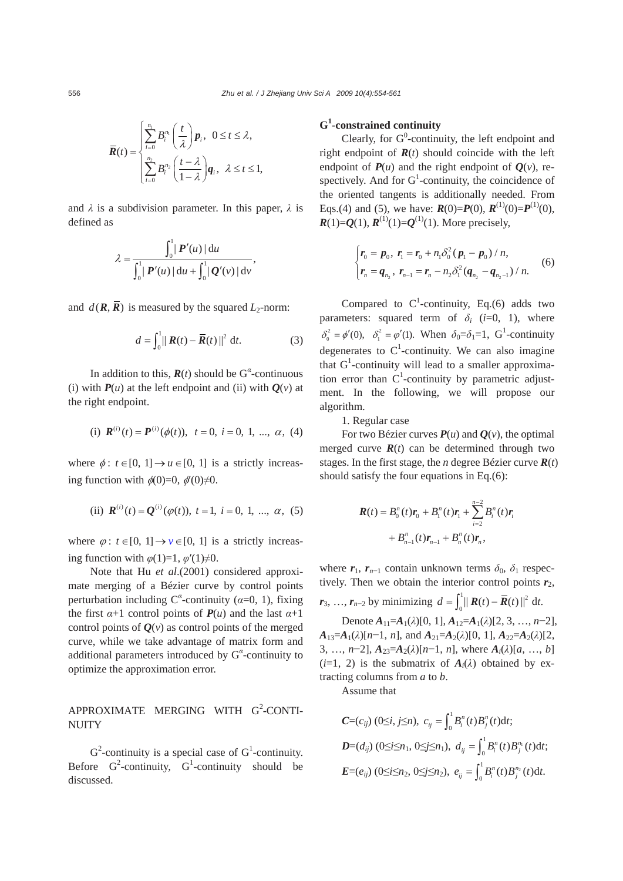$$\bar{\boldsymbol{R}}(t)=\begin{cases}\sum_{i=0}^{n_1}B_i^{n_1}\left(\dfrac{t}{\lambda}\right)\boldsymbol{p}_i, & 0\le t\le\lambda,\\ \sum_{i=0}^{n_2}B_i^{n_2}\left(\dfrac{t-\lambda}{1-\lambda}\right)\boldsymbol{q}_i, & \lambda\le t\le 1,\end{cases}$$

and $\lambda$ is a subdivision parameter. In this paper, $\lambda$ is defined as

$$\lambda=\frac{\int_0^1|\boldsymbol{P}'(u)|\,\mathrm{d}u}{\int_0^1|\boldsymbol{P}'(u)|\,\mathrm{d}u+\int_0^1|\boldsymbol{Q}'(v)|\,\mathrm{d}v},$$

and $d(\boldsymbol{R},\bar{\boldsymbol{R}})$ is measured by the squared $L_2$-norm:

$$d=\int_0^1\|\boldsymbol{R}(t)-\bar{\boldsymbol{R}}(t)\|^2\,\mathrm{d}t. \tag{3}$$

In addition to this, $\boldsymbol{R}(t)$ should be $G^{\alpha}$-continuous (i) with $\boldsymbol{P}(u)$ at the left endpoint and (ii) with $\boldsymbol{Q}(v)$ at the right endpoint.

$$\text{(i)}\ \boldsymbol{R}^{(i)}(t)=\boldsymbol{P}^{(i)}(\phi(t)),\ t=0,\ i=0,1,\ldots,\alpha, \tag{4}$$

where $\phi$: $t\in[0,1]\to u\in[0,1]$ is a strictly increasing function with $\phi(0)=0$, $\phi'(0)\neq0$.

$$\text{(ii)}\ \boldsymbol{R}^{(i)}(t)=\boldsymbol{Q}^{(i)}(\varphi(t)),\ t=1,\ i=0,1,\ldots,\alpha, \tag{5}$$

where $\varphi$: $t\in[0,1]\to v\in[0,1]$ is a strictly increasing function with $\varphi(1)=1$, $\varphi'(1)\neq0$.

Note that Hu *et al*.(2001) considered approximate merging of a Bézier curve by control points perturbation including $C^{\alpha}$-continuity ($\alpha$=0, 1), fixing the first $\alpha$+1 control points of $\boldsymbol{P}(u)$ and the last $\alpha$+1 control points of $\boldsymbol{Q}(v)$ as control points of the merged curve, while we take advantage of matrix form and additional parameters introduced by $G^{\alpha}$-continuity to optimize the approximation error.

## APPROXIMATE MERGING WITH $G^2$-CONTINUITY

$G^2$-continuity is a special case of $G^1$-continuity. Before $G^2$-continuity, $G^1$-continuity should be discussed.

### $G^1$-constrained continuity

Clearly, for $G^0$-continuity, the left endpoint and right endpoint of $\boldsymbol{R}(t)$ should coincide with the left endpoint of $\boldsymbol{P}(u)$ and the right endpoint of $\boldsymbol{Q}(v)$, respectively. And for $G^1$-continuity, the coincidence of the oriented tangents is additionally needed. From Eqs.(4) and (5), we have: $\boldsymbol{R}(0)=\boldsymbol{P}(0)$, $\boldsymbol{R}^{(1)}(0)=\boldsymbol{P}^{(1)}(0)$, $\boldsymbol{R}(1)=\boldsymbol{Q}(1)$, $\boldsymbol{R}^{(1)}(1)=\boldsymbol{Q}^{(1)}(1)$. More precisely,

$$\begin{cases}\boldsymbol{r}_0=\boldsymbol{p}_0,\ \boldsymbol{r}_1=\boldsymbol{r}_0+n_1\delta_0^2(\boldsymbol{p}_1-\boldsymbol{p}_0)/n,\\ \boldsymbol{r}_n=\boldsymbol{q}_{n_2},\ \boldsymbol{r}_{n-1}=\boldsymbol{r}_n-n_2\delta_1^2(\boldsymbol{q}_{n_2}-\boldsymbol{q}_{n_2-1})/n.\end{cases} \tag{6}$$

Compared to $C^1$-continuity, Eq.(6) adds two parameters: squared term of $\delta_i$ ($i$=0, 1), where $\delta_0^2=\phi'(0)$, $\delta_1^2=\varphi'(1)$. When $\delta_0=\delta_1=1$, $G^1$-continuity degenerates to $C^1$-continuity. We can also imagine that $G^1$-continuity will lead to a smaller approximation error than $C^1$-continuity by parametric adjustment. In the following, we will propose our algorithm.

1. Regular case

For two Bézier curves $\boldsymbol{P}(u)$ and $\boldsymbol{Q}(v)$, the optimal merged curve $\boldsymbol{R}(t)$ can be determined through two stages. In the first stage, the $n$ degree Bézier curve $\boldsymbol{R}(t)$ should satisfy the four equations in Eq.(6):

$$\boldsymbol{R}(t)=B_0^n(t)\boldsymbol{r}_0+B_1^n(t)\boldsymbol{r}_1+\sum_{i=2}^{n-2}B_i^n(t)\boldsymbol{r}_i+B_{n-1}^n(t)\boldsymbol{r}_{n-1}+B_n^n(t)\boldsymbol{r}_n,$$

where $\boldsymbol{r}_1$, $\boldsymbol{r}_{n-1}$ contain unknown terms $\delta_0$, $\delta_1$ respectively. Then we obtain the interior control points $\boldsymbol{r}_2$, $\boldsymbol{r}_3$, …, $\boldsymbol{r}_{n-2}$ by minimizing $d=\int_0^1\|\boldsymbol{R}(t)-\bar{\boldsymbol{R}}(t)\|^2\,\mathrm{d}t$.

Denote $\boldsymbol{A}_{11}=\boldsymbol{A}_1(\lambda)[0,1]$, $\boldsymbol{A}_{12}=\boldsymbol{A}_1(\lambda)[2,3,\ldots,n-2]$, $\boldsymbol{A}_{13}=\boldsymbol{A}_1(\lambda)[n-1,n]$, and $\boldsymbol{A}_{21}=\boldsymbol{A}_2(\lambda)[0,1]$, $\boldsymbol{A}_{22}=\boldsymbol{A}_2(\lambda)[2,3,\ldots,n-2]$, $\boldsymbol{A}_{23}=\boldsymbol{A}_2(\lambda)[n-1,n]$, where $\boldsymbol{A}_i(\lambda)[a,\ldots,b]$ ($i$=1, 2) is the submatrix of $\boldsymbol{A}_i(\lambda)$ obtained by extracting columns from $a$ to $b$.

Assume that

$\boldsymbol{C}=(c_{ij})$ $(0\le i,j\le n)$, $c_{ij}=\int_0^1 B_i^n(t)B_j^n(t)\mathrm{d}t$;

$\boldsymbol{D}=(d_{ij})$ $(0\le i\le n_1, 0\le j\le n_1)$, $d_{ij}=\int_0^1 B_i^n(t)B_j^{n_1}(t)\mathrm{d}t$;

$\boldsymbol{E}=(e_{ij})$ $(0\le i\le n_2, 0\le j\le n_2)$, $e_{ij}=\int_0^1 B_i^n(t)B_j^{n_2}(t)\mathrm{d}t$.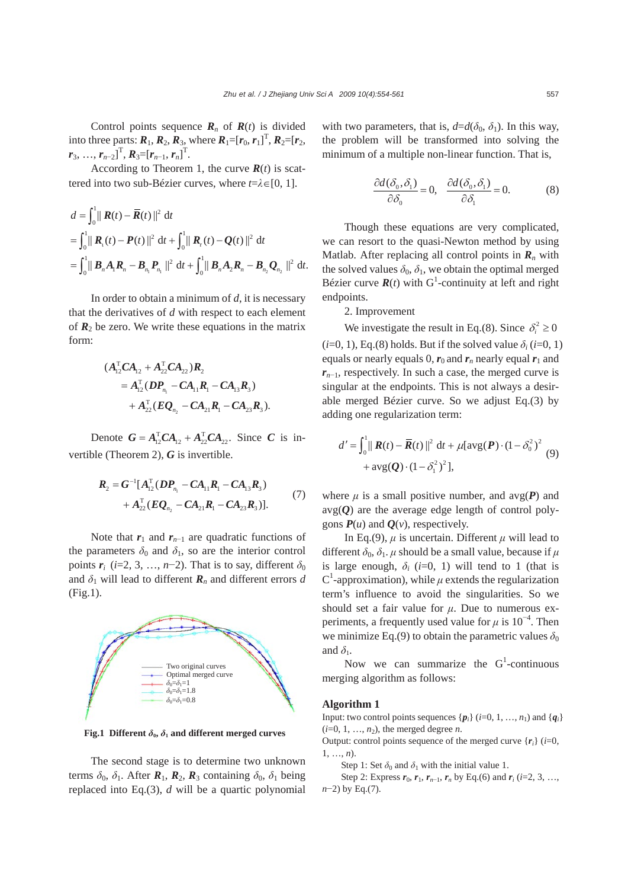Control points sequence $\boldsymbol{R}_n$ of $\boldsymbol{R}(t)$ is divided into three parts: $\boldsymbol{R}_1$, $\boldsymbol{R}_2$, $\boldsymbol{R}_3$, where $\boldsymbol{R}_1=[\boldsymbol{r}_0, \boldsymbol{r}_1]^{\mathrm{T}}$, $\boldsymbol{R}_2=[\boldsymbol{r}_2, \boldsymbol{r}_3, \ldots, \boldsymbol{r}_{n-2}]^{\mathrm{T}}$, $\boldsymbol{R}_3=[\boldsymbol{r}_{n-1}, \boldsymbol{r}_n]^{\mathrm{T}}$.

According to Theorem 1, the curve $\boldsymbol{R}(t)$ is scattered into two sub-Bézier curves, where $t=\lambda\in[0, 1]$.

$$
\begin{aligned}
d &= \int_0^1 \| \boldsymbol{R}(t) - \overline{\boldsymbol{R}}(t) \|^2 \,\mathrm{d}t \\
&= \int_0^1 \| \boldsymbol{R}_1(t) - \boldsymbol{P}(t) \|^2 \,\mathrm{d}t + \int_0^1 \| \boldsymbol{R}_r(t) - \boldsymbol{Q}(t) \|^2 \,\mathrm{d}t \\
&= \int_0^1 \| \boldsymbol{B}_n \boldsymbol{A}_1 \boldsymbol{R}_n - \boldsymbol{B}_{n_1} \boldsymbol{P}_{n_1} \|^2 \,\mathrm{d}t + \int_0^1 \| \boldsymbol{B}_n \boldsymbol{A}_2 \boldsymbol{R}_n - \boldsymbol{B}_{n_2} \boldsymbol{Q}_{n_2} \|^2 \,\mathrm{d}t.
\end{aligned}
$$

In order to obtain a minimum of $d$, it is necessary that the derivatives of $d$ with respect to each element of $\boldsymbol{R}_2$ be zero. We write these equations in the matrix form:

$$
\begin{aligned}
&(\boldsymbol{A}_{12}^{\mathrm{T}} \boldsymbol{C} \boldsymbol{A}_{12} + \boldsymbol{A}_{22}^{\mathrm{T}} \boldsymbol{C} \boldsymbol{A}_{22}) \boldsymbol{R}_2 \\
&\quad = \boldsymbol{A}_{12}^{\mathrm{T}} (\boldsymbol{D} \boldsymbol{P}_{n_1} - \boldsymbol{C} \boldsymbol{A}_{11} \boldsymbol{R}_1 - \boldsymbol{C} \boldsymbol{A}_{13} \boldsymbol{R}_3) \\
&\qquad + \boldsymbol{A}_{22}^{\mathrm{T}} (\boldsymbol{E} \boldsymbol{Q}_{n_2} - \boldsymbol{C} \boldsymbol{A}_{21} \boldsymbol{R}_1 - \boldsymbol{C} \boldsymbol{A}_{23} \boldsymbol{R}_3).
\end{aligned}
$$

Denote $\boldsymbol{G} = \boldsymbol{A}_{12}^{\mathrm{T}} \boldsymbol{C} \boldsymbol{A}_{12} + \boldsymbol{A}_{22}^{\mathrm{T}} \boldsymbol{C} \boldsymbol{A}_{22}$. Since $\boldsymbol{C}$ is invertible (Theorem 2), $\boldsymbol{G}$ is invertible.

$$
\begin{aligned}
\boldsymbol{R}_2 = \boldsymbol{G}^{-1} [&\boldsymbol{A}_{12}^{\mathrm{T}} (\boldsymbol{D} \boldsymbol{P}_{n_1} - \boldsymbol{C} \boldsymbol{A}_{11} \boldsymbol{R}_1 - \boldsymbol{C} \boldsymbol{A}_{13} \boldsymbol{R}_3) \\
&+ \boldsymbol{A}_{22}^{\mathrm{T}} (\boldsymbol{E} \boldsymbol{Q}_{n_2} - \boldsymbol{C} \boldsymbol{A}_{21} \boldsymbol{R}_1 - \boldsymbol{C} \boldsymbol{A}_{23} \boldsymbol{R}_3)].
\end{aligned} \tag{7}
$$

Note that $\boldsymbol{r}_1$ and $\boldsymbol{r}_{n-1}$ are quadratic functions of the parameters $\delta_0$ and $\delta_1$, so are the interior control points $\boldsymbol{r}_i$ ($i$=2, 3, …, $n$−2). That is to say, different $\delta_0$ and $\delta_1$ will lead to different $\boldsymbol{R}_n$ and different errors $d$ (Fig.1).

**Fig.1 Different $\delta_0$, $\delta_1$ and different merged curves**

The second stage is to determine two unknown terms $\delta_0$, $\delta_1$. After $\boldsymbol{R}_1$, $\boldsymbol{R}_2$, $\boldsymbol{R}_3$ containing $\delta_0$, $\delta_1$ being replaced into Eq.(3), $d$ will be a quartic polynomial with two parameters, that is, $d=d(\delta_0, \delta_1)$. In this way, the problem will be transformed into solving the minimum of a multiple non-linear function. That is,

$$
\frac{\partial d(\delta_0, \delta_1)}{\partial \delta_0} = 0, \quad \frac{\partial d(\delta_0, \delta_1)}{\partial \delta_1} = 0. \tag{8}
$$

Though these equations are very complicated, we can resort to the quasi-Newton method by using Matlab. After replacing all control points in $\boldsymbol{R}_n$ with the solved values $\delta_0$, $\delta_1$, we obtain the optimal merged Bézier curve $\boldsymbol{R}(t)$ with $G^1$-continuity at left and right endpoints.

2. Improvement

We investigate the result in Eq.(8). Since $\delta_i^2 \geq 0$ ($i$=0, 1), Eq.(8) holds. But if the solved value $\delta_i$ ($i$=0, 1) equals or nearly equals 0, $\boldsymbol{r}_0$ and $\boldsymbol{r}_n$ nearly equal $\boldsymbol{r}_1$ and $\boldsymbol{r}_{n-1}$, respectively. In such a case, the merged curve is singular at the endpoints. This is not always a desirable merged Bézier curve. So we adjust Eq.(3) by adding one regularization term:

$$
\begin{aligned}
d' = \int_0^1 \| \boldsymbol{R}(t) - \overline{\boldsymbol{R}}(t) \|^2 \,\mathrm{d}t + \mu[&\mathrm{avg}(\boldsymbol{P}) \cdot (1 - \delta_0^2)^2 \\
&+ \mathrm{avg}(\boldsymbol{Q}) \cdot (1 - \delta_1^2)^2],
\end{aligned} \tag{9}
$$

where $\mu$ is a small positive number, and avg($\boldsymbol{P}$) and avg($\boldsymbol{Q}$) are the average edge length of control polygons $\boldsymbol{P}(u)$ and $\boldsymbol{Q}(v)$, respectively.

In Eq.(9), $\mu$ is uncertain. Different $\mu$ will lead to different $\delta_0$, $\delta_1$. $\mu$ should be a small value, because if $\mu$ is large enough, $\delta_i$ ($i$=0, 1) will tend to 1 (that is $C^1$-approximation), while $\mu$ extends the regularization term's influence to avoid the singularities. So we should set a fair value for $\mu$. Due to numerous experiments, a frequently used value for $\mu$ is $10^{-4}$. Then we minimize Eq.(9) to obtain the parametric values $\delta_0$ and $\delta_1$.

Now we can summarize the $G^1$-continuous merging algorithm as follows:

**Algorithm 1**

Input: two control points sequences $\{\boldsymbol{p}_i\}$ ($i$=0, 1, …, $n_1$) and $\{\boldsymbol{q}_i\}$ ($i$=0, 1, …, $n_2$), the merged degree $n$.

Output: control points sequence of the merged curve $\{\boldsymbol{r}_i\}$ ($i$=0, 1, …, $n$).

Step 1: Set $\delta_0$ and $\delta_1$ with the initial value 1.

Step 2: Express $\boldsymbol{r}_0$, $\boldsymbol{r}_1$, $\boldsymbol{r}_{n-1}$, $\boldsymbol{r}_n$ by Eq.(6) and $\boldsymbol{r}_i$ ($i$=2, 3, …, $n$−2) by Eq.(7).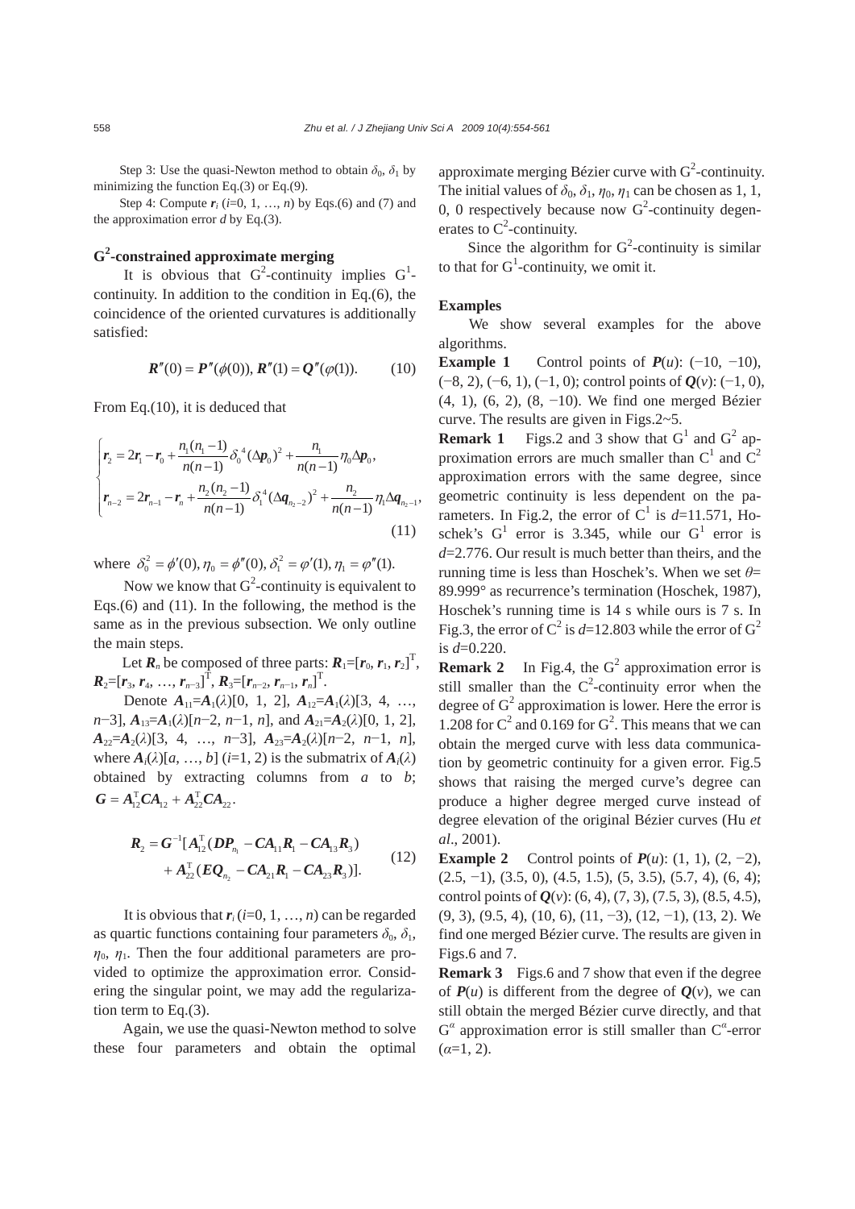Step 3: Use the quasi-Newton method to obtain $\delta_0$, $\delta_1$ by minimizing the function Eq.(3) or Eq.(9).

Step 4: Compute $\boldsymbol{r}_i$ ($i$=0, 1, …, $n$) by Eqs.(6) and (7) and the approximation error $d$ by Eq.(3).

## $G^2$-constrained approximate merging

It is obvious that $G^2$-continuity implies $G^1$-continuity. In addition to the condition in Eq.(6), the coincidence of the oriented curvatures is additionally satisfied:

$$\boldsymbol{R}''(0) = \boldsymbol{P}''(\phi(0)),\ \boldsymbol{R}''(1) = \boldsymbol{Q}''(\varphi(1)). \tag{10}$$

From Eq.(10), it is deduced that

$$\begin{cases} \boldsymbol{r}_2 = 2\boldsymbol{r}_1 - \boldsymbol{r}_0 + \dfrac{n_1(n_1-1)}{n(n-1)}\delta_0^{\ 4}(\Delta \boldsymbol{p}_0)^2 + \dfrac{n_1}{n(n-1)}\eta_0 \Delta \boldsymbol{p}_0, \\ \boldsymbol{r}_{n-2} = 2\boldsymbol{r}_{n-1} - \boldsymbol{r}_n + \dfrac{n_2(n_2-1)}{n(n-1)}\delta_1^{\ 4}(\Delta \boldsymbol{q}_{n_2-2})^2 + \dfrac{n_2}{n(n-1)}\eta_1 \Delta \boldsymbol{q}_{n_2-1}, \end{cases} \tag{11}$$

where $\delta_0^2 = \phi'(0), \eta_0 = \phi''(0), \delta_1^2 = \varphi'(1), \eta_1 = \varphi''(1)$.

Now we know that $G^2$-continuity is equivalent to Eqs.(6) and (11). In the following, the method is the same as in the previous subsection. We only outline the main steps.

Let $\boldsymbol{R}_n$ be composed of three parts: $\boldsymbol{R}_1=[\boldsymbol{r}_0, \boldsymbol{r}_1, \boldsymbol{r}_2]^{\mathrm{T}}$, $\boldsymbol{R}_2=[\boldsymbol{r}_3, \boldsymbol{r}_4, \ldots, \boldsymbol{r}_{n-3}]^{\mathrm{T}}$, $\boldsymbol{R}_3=[\boldsymbol{r}_{n-2}, \boldsymbol{r}_{n-1}, \boldsymbol{r}_n]^{\mathrm{T}}$.

Denote $\boldsymbol{A}_{11}=\boldsymbol{A}_1(\lambda)[0, 1, 2]$, $\boldsymbol{A}_{12}=\boldsymbol{A}_1(\lambda)[3, 4, \ldots, n-3]$, $\boldsymbol{A}_{13}=\boldsymbol{A}_1(\lambda)[n-2, n-1, n]$, and $\boldsymbol{A}_{21}=\boldsymbol{A}_2(\lambda)[0, 1, 2]$, $\boldsymbol{A}_{22}=\boldsymbol{A}_2(\lambda)[3, 4, \ldots, n-3]$, $\boldsymbol{A}_{23}=\boldsymbol{A}_2(\lambda)[n-2, n-1, n]$, where $\boldsymbol{A}_i(\lambda)[a, \ldots, b]$ ($i$=1, 2) is the submatrix of $\boldsymbol{A}_i(\lambda)$ obtained by extracting columns from $a$ to $b$; $\boldsymbol{G} = \boldsymbol{A}_{12}^{\mathrm{T}}\boldsymbol{C}\boldsymbol{A}_{12} + \boldsymbol{A}_{22}^{\mathrm{T}}\boldsymbol{C}\boldsymbol{A}_{22}$.

$$\begin{aligned} \boldsymbol{R}_2 = \boldsymbol{G}^{-1}[&\boldsymbol{A}_{12}^{\mathrm{T}}(\boldsymbol{D}\boldsymbol{P}_{n_1} - \boldsymbol{C}\boldsymbol{A}_{11}\boldsymbol{R}_1 - \boldsymbol{C}\boldsymbol{A}_{13}\boldsymbol{R}_3) \\ &+ \boldsymbol{A}_{22}^{\mathrm{T}}(\boldsymbol{E}\boldsymbol{Q}_{n_2} - \boldsymbol{C}\boldsymbol{A}_{21}\boldsymbol{R}_1 - \boldsymbol{C}\boldsymbol{A}_{23}\boldsymbol{R}_3)]. \end{aligned} \tag{12}$$

It is obvious that $\boldsymbol{r}_i$ ($i$=0, 1, …, $n$) can be regarded as quartic functions containing four parameters $\delta_0$, $\delta_1$, $\eta_0$, $\eta_1$. Then the four additional parameters are provided to optimize the approximation error. Considering the singular point, we may add the regularization term to Eq.(3).

Again, we use the quasi-Newton method to solve these four parameters and obtain the optimal approximate merging Bézier curve with $G^2$-continuity. The initial values of $\delta_0$, $\delta_1$, $\eta_0$, $\eta_1$ can be chosen as 1, 1, 0, 0 respectively because now $G^2$-continuity degenerates to $C^2$-continuity.

Since the algorithm for $G^2$-continuity is similar to that for $G^1$-continuity, we omit it.

## Examples

We show several examples for the above algorithms.

**Example 1** Control points of $\boldsymbol{P}(u)$: (−10, −10), (−8, 2), (−6, 1), (−1, 0); control points of $\boldsymbol{Q}(v)$: (−1, 0), (4, 1), (6, 2), (8, −10). We find one merged Bézier curve. The results are given in Figs.2~5.

**Remark 1** Figs.2 and 3 show that $G^1$ and $G^2$ approximation errors are much smaller than $C^1$ and $C^2$ approximation errors with the same degree, since geometric continuity is less dependent on the parameters. In Fig.2, the error of $C^1$ is $d$=11.571, Hoschek's $G^1$ error is 3.345, while our $G^1$ error is $d$=2.776. Our result is much better than theirs, and the running time is less than Hoschek's. When we set $\theta$= 89.999° as recurrence's termination (Hoschek, 1987), Hoschek's running time is 14 s while ours is 7 s. In Fig.3, the error of $C^2$ is $d$=12.803 while the error of $G^2$ is $d$=0.220.

**Remark 2** In Fig.4, the $G^2$ approximation error is still smaller than the $C^2$-continuity error when the degree of $G^2$ approximation is lower. Here the error is 1.208 for $C^2$ and 0.169 for $G^2$. This means that we can obtain the merged curve with less data communication by geometric continuity for a given error. Fig.5 shows that raising the merged curve's degree can produce a higher degree merged curve instead of degree elevation of the original Bézier curves (Hu *et al*., 2001).

**Example 2** Control points of $\boldsymbol{P}(u)$: (1, 1), (2, −2), (2.5, −1), (3.5, 0), (4.5, 1.5), (5, 3.5), (5.7, 4), (6, 4); control points of $\boldsymbol{Q}(v)$: (6, 4), (7, 3), (7.5, 3), (8.5, 4.5), (9, 3), (9.5, 4), (10, 6), (11, −3), (12, −1), (13, 2). We find one merged Bézier curve. The results are given in Figs.6 and 7.

**Remark 3** Figs.6 and 7 show that even if the degree of $\boldsymbol{P}(u)$ is different from the degree of $\boldsymbol{Q}(v)$, we can still obtain the merged Bézier curve directly, and that $G^{\alpha}$ approximation error is still smaller than $C^{\alpha}$-error ($\alpha$=1, 2).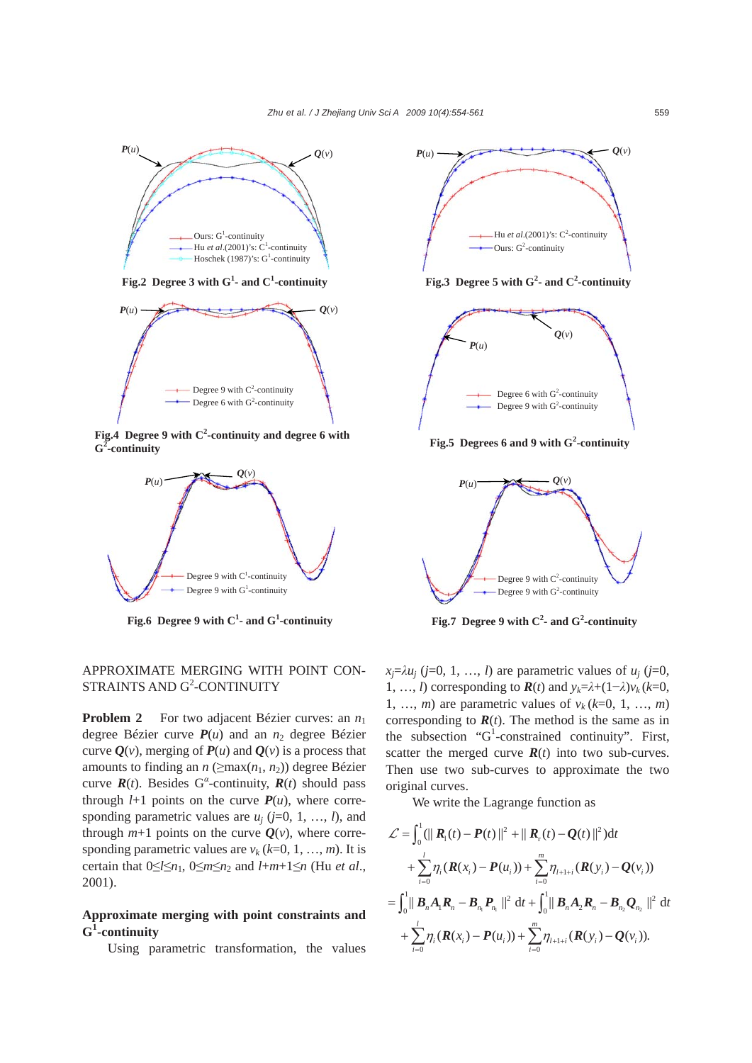Fig.2 Degree 3 with G¹- and C¹-continuity

Fig.3 Degree 5 with G²- and C²-continuity

Fig.4 Degree 9 with C²-continuity and degree 6 with G²-continuity

Fig.5 Degrees 6 and 9 with G²-continuity

Fig.6 Degree 9 with C¹- and G¹-continuity

Fig.7 Degree 9 with C²- and G²-continuity

## APPROXIMATE MERGING WITH POINT CONSTRAINTS AND G²-CONTINUITY

**Problem 2** For two adjacent Bézier curves: an $n_1$ degree Bézier curve $\boldsymbol{P}(u)$ and an $n_2$ degree Bézier curve $\boldsymbol{Q}(v)$, merging of $\boldsymbol{P}(u)$ and $\boldsymbol{Q}(v)$ is a process that amounts to finding an $n$ ($\geq\max(n_1, n_2)$) degree Bézier curve $\boldsymbol{R}(t)$. Besides $G^\alpha$-continuity, $\boldsymbol{R}(t)$ should pass through $l+1$ points on the curve $\boldsymbol{P}(u)$, where corresponding parametric values are $u_j$ ($j=0, 1, \ldots, l$), and through $m+1$ points on the curve $\boldsymbol{Q}(v)$, where corresponding parametric values are $v_k$ ($k=0, 1, \ldots, m$). It is certain that $0\leq l\leq n_1$, $0\leq m\leq n_2$ and $l+m+1\leq n$ (Hu *et al.*, 2001).

### Approximate merging with point constraints and G¹-continuity

Using parametric transformation, the values $x_j=\lambda u_j$ ($j=0, 1, \ldots, l$) are parametric values of $u_j$ ($j=0, 1, \ldots, l$) corresponding to $\boldsymbol{R}(t)$ and $y_k=\lambda+(1-\lambda)v_k$ ($k=0, 1, \ldots, m$) are parametric values of $v_k$ ($k=0, 1, \ldots, m$) corresponding to $\boldsymbol{R}(t)$. The method is the same as in the subsection "G¹-constrained continuity". First, scatter the merged curve $\boldsymbol{R}(t)$ into two sub-curves. Then use two sub-curves to approximate the two original curves.

We write the Lagrange function as

$$
\begin{aligned}
\mathcal{L} &= \int_0^1 (\| \boldsymbol{R}_1(t) - \boldsymbol{P}(t) \|^2 + \| \boldsymbol{R}_r(t) - \boldsymbol{Q}(t) \|^2) \mathrm{d}t \\
&\quad + \sum_{i=0}^{l} \eta_i (\boldsymbol{R}(x_i) - \boldsymbol{P}(u_i)) + \sum_{i=0}^{m} \eta_{l+1+i} (\boldsymbol{R}(y_i) - \boldsymbol{Q}(v_i)) \\
&= \int_0^1 \| \boldsymbol{B}_n \boldsymbol{A}_1 \boldsymbol{R}_n - \boldsymbol{B}_{n_1} \boldsymbol{P}_{n_1} \|^2 \mathrm{d}t + \int_0^1 \| \boldsymbol{B}_n \boldsymbol{A}_2 \boldsymbol{R}_n - \boldsymbol{B}_{n_2} \boldsymbol{Q}_{n_2} \|^2 \mathrm{d}t \\
&\quad + \sum_{i=0}^{l} \eta_i (\boldsymbol{R}(x_i) - \boldsymbol{P}(u_i)) + \sum_{i=0}^{m} \eta_{l+1+i} (\boldsymbol{R}(y_i) - \boldsymbol{Q}(v_i)).
\end{aligned}
$$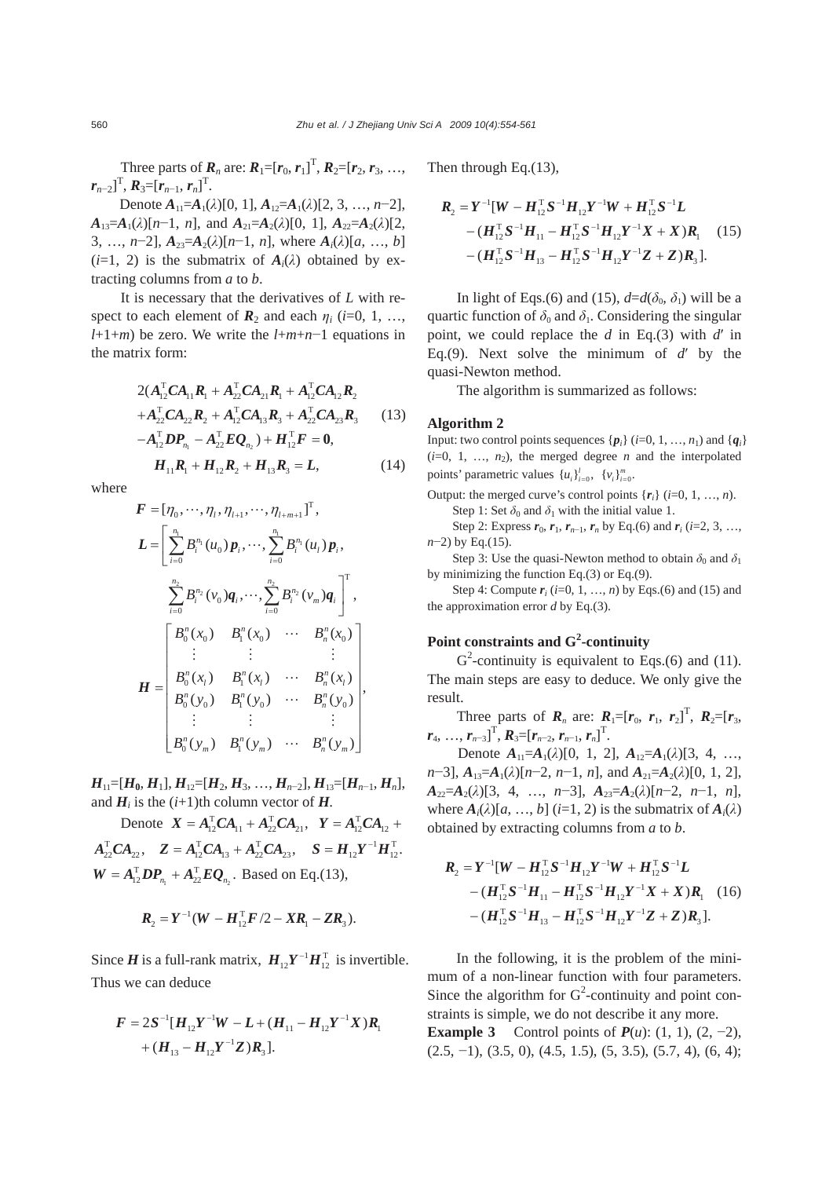Three parts of $\boldsymbol{R}_n$ are: $\boldsymbol{R}_1=[\boldsymbol{r}_0, \boldsymbol{r}_1]^{\mathrm{T}}$, $\boldsymbol{R}_2=[\boldsymbol{r}_2, \boldsymbol{r}_3, \ldots, \boldsymbol{r}_{n-2}]^{\mathrm{T}}$, $\boldsymbol{R}_3=[\boldsymbol{r}_{n-1}, \boldsymbol{r}_n]^{\mathrm{T}}$.

Denote $\boldsymbol{A}_{11}=\boldsymbol{A}_1(\lambda)[0, 1]$, $\boldsymbol{A}_{12}=\boldsymbol{A}_1(\lambda)[2, 3, \ldots, n-2]$, $\boldsymbol{A}_{13}=\boldsymbol{A}_1(\lambda)[n-1, n]$, and $\boldsymbol{A}_{21}=\boldsymbol{A}_2(\lambda)[0, 1]$, $\boldsymbol{A}_{22}=\boldsymbol{A}_2(\lambda)[2, 3, \ldots, n-2]$, $\boldsymbol{A}_{23}=\boldsymbol{A}_2(\lambda)[n-1, n]$, where $\boldsymbol{A}_i(\lambda)[a, \ldots, b]$ ($i$=1, 2) is the submatrix of $\boldsymbol{A}_i(\lambda)$ obtained by extracting columns from $a$ to $b$.

It is necessary that the derivatives of $L$ with respect to each element of $\boldsymbol{R}_2$ and each $\eta_i$ ($i$=0, 1, …, $l$+1+$m$) be zero. We write the $l$+$m$+$n$−1 equations in the matrix form:

$$
\begin{aligned}
&2(\boldsymbol{A}_{12}^{\mathrm{T}}\boldsymbol{C}\boldsymbol{A}_{11}\boldsymbol{R}_1+\boldsymbol{A}_{22}^{\mathrm{T}}\boldsymbol{C}\boldsymbol{A}_{21}\boldsymbol{R}_1+\boldsymbol{A}_{12}^{\mathrm{T}}\boldsymbol{C}\boldsymbol{A}_{12}\boldsymbol{R}_2\\
&+\boldsymbol{A}_{22}^{\mathrm{T}}\boldsymbol{C}\boldsymbol{A}_{22}\boldsymbol{R}_2+\boldsymbol{A}_{12}^{\mathrm{T}}\boldsymbol{C}\boldsymbol{A}_{13}\boldsymbol{R}_3+\boldsymbol{A}_{22}^{\mathrm{T}}\boldsymbol{C}\boldsymbol{A}_{23}\boldsymbol{R}_3 \qquad (13)\\
&-\boldsymbol{A}_{12}^{\mathrm{T}}\boldsymbol{D}\boldsymbol{P}_{n_1}-\boldsymbol{A}_{22}^{\mathrm{T}}\boldsymbol{E}\boldsymbol{Q}_{n_2})+\boldsymbol{H}_{12}^{\mathrm{T}}\boldsymbol{F}=\boldsymbol{0},
\end{aligned}
$$

$$
\boldsymbol{H}_{11}\boldsymbol{R}_1+\boldsymbol{H}_{12}\boldsymbol{R}_2+\boldsymbol{H}_{13}\boldsymbol{R}_3=\boldsymbol{L}, \qquad (14)
$$

where

$$
\boldsymbol{F}=[\eta_0,\cdots,\eta_l,\eta_{l+1},\cdots,\eta_{l+m+1}]^{\mathrm{T}},
$$

$$
\boldsymbol{L}=\left[\sum_{i=0}^{n_1}B_i^{n_1}(u_0)\boldsymbol{p}_i,\cdots,\sum_{i=0}^{n_1}B_i^{n_1}(u_l)\boldsymbol{p}_i,\ \sum_{i=0}^{n_2}B_i^{n_2}(v_0)\boldsymbol{q}_i,\cdots,\sum_{i=0}^{n_2}B_i^{n_2}(v_m)\boldsymbol{q}_i\right]^{\mathrm{T}},
$$

$$
\boldsymbol{H}=\begin{bmatrix}
B_0^n(x_0) & B_1^n(x_0) & \cdots & B_n^n(x_0)\\
\vdots & \vdots & & \vdots\\
B_0^n(x_l) & B_1^n(x_l) & \cdots & B_n^n(x_l)\\
B_0^n(y_0) & B_1^n(y_0) & \cdots & B_n^n(y_0)\\
\vdots & \vdots & & \vdots\\
B_0^n(y_m) & B_1^n(y_m) & \cdots & B_n^n(y_m)
\end{bmatrix},
$$

$\boldsymbol{H}_{11}=[\boldsymbol{H}_0, \boldsymbol{H}_1]$, $\boldsymbol{H}_{12}=[\boldsymbol{H}_2, \boldsymbol{H}_3, \ldots, \boldsymbol{H}_{n-2}]$, $\boldsymbol{H}_{13}=[\boldsymbol{H}_{n-1}, \boldsymbol{H}_n]$, and $\boldsymbol{H}_i$ is the ($i$+1)th column vector of $\boldsymbol{H}$.

Denote $\boldsymbol{X}=\boldsymbol{A}_{12}^{\mathrm{T}}\boldsymbol{C}\boldsymbol{A}_{11}+\boldsymbol{A}_{22}^{\mathrm{T}}\boldsymbol{C}\boldsymbol{A}_{21}$, $\boldsymbol{Y}=\boldsymbol{A}_{12}^{\mathrm{T}}\boldsymbol{C}\boldsymbol{A}_{12}+\boldsymbol{A}_{22}^{\mathrm{T}}\boldsymbol{C}\boldsymbol{A}_{22}$, $\boldsymbol{Z}=\boldsymbol{A}_{12}^{\mathrm{T}}\boldsymbol{C}\boldsymbol{A}_{13}+\boldsymbol{A}_{22}^{\mathrm{T}}\boldsymbol{C}\boldsymbol{A}_{23}$, $\boldsymbol{S}=\boldsymbol{H}_{12}\boldsymbol{Y}^{-1}\boldsymbol{H}_{12}^{\mathrm{T}}$. $\boldsymbol{W}=\boldsymbol{A}_{12}^{\mathrm{T}}\boldsymbol{D}\boldsymbol{P}_{n_1}+\boldsymbol{A}_{22}^{\mathrm{T}}\boldsymbol{E}\boldsymbol{Q}_{n_2}$. Based on Eq.(13),

$$
\boldsymbol{R}_2=\boldsymbol{Y}^{-1}(\boldsymbol{W}-\boldsymbol{H}_{12}^{\mathrm{T}}\boldsymbol{F}/2-\boldsymbol{X}\boldsymbol{R}_1-\boldsymbol{Z}\boldsymbol{R}_3).
$$

Since $\boldsymbol{H}$ is a full-rank matrix, $\boldsymbol{H}_{12}\boldsymbol{Y}^{-1}\boldsymbol{H}_{12}^{\mathrm{T}}$ is invertible. Thus we can deduce

$$
\begin{aligned}
\boldsymbol{F}=2\boldsymbol{S}^{-1}[&\boldsymbol{H}_{12}\boldsymbol{Y}^{-1}\boldsymbol{W}-\boldsymbol{L}+(\boldsymbol{H}_{11}-\boldsymbol{H}_{12}\boldsymbol{Y}^{-1}\boldsymbol{X})\boldsymbol{R}_1\\
&+(\boldsymbol{H}_{13}-\boldsymbol{H}_{12}\boldsymbol{Y}^{-1}\boldsymbol{Z})\boldsymbol{R}_3].
\end{aligned}
$$

Then through Eq.(13),

$$
\begin{aligned}
\boldsymbol{R}_2=\boldsymbol{Y}^{-1}[&\boldsymbol{W}-\boldsymbol{H}_{12}^{\mathrm{T}}\boldsymbol{S}^{-1}\boldsymbol{H}_{12}\boldsymbol{Y}^{-1}\boldsymbol{W}+\boldsymbol{H}_{12}^{\mathrm{T}}\boldsymbol{S}^{-1}\boldsymbol{L}\\
&-(\boldsymbol{H}_{12}^{\mathrm{T}}\boldsymbol{S}^{-1}\boldsymbol{H}_{11}-\boldsymbol{H}_{12}^{\mathrm{T}}\boldsymbol{S}^{-1}\boldsymbol{H}_{12}\boldsymbol{Y}^{-1}\boldsymbol{X}+\boldsymbol{X})\boldsymbol{R}_1 \qquad (15)\\
&-(\boldsymbol{H}_{12}^{\mathrm{T}}\boldsymbol{S}^{-1}\boldsymbol{H}_{13}-\boldsymbol{H}_{12}^{\mathrm{T}}\boldsymbol{S}^{-1}\boldsymbol{H}_{12}\boldsymbol{Y}^{-1}\boldsymbol{Z}+\boldsymbol{Z})\boldsymbol{R}_3].
\end{aligned}
$$

In light of Eqs.(6) and (15), $d=d(\delta_0, \delta_1)$ will be a quartic function of $\delta_0$ and $\delta_1$. Considering the singular point, we could replace the $d$ in Eq.(3) with $d'$ in Eq.(9). Next solve the minimum of $d'$ by the quasi-Newton method.

The algorithm is summarized as follows:

**Algorithm 2**

Input: two control points sequences $\{\boldsymbol{p}_i\}$ ($i$=0, 1, …, $n_1$) and $\{\boldsymbol{q}_i\}$ ($i$=0, 1, …, $n_2$), the merged degree $n$ and the interpolated points' parametric values $\{u_i\}_{i=0}^{l}$, $\{v_i\}_{i=0}^{m}$.

Output: the merged curve's control points $\{\boldsymbol{r}_i\}$ ($i$=0, 1, …, $n$).

Step 1: Set $\delta_0$ and $\delta_1$ with the initial value 1.

Step 2: Express $\boldsymbol{r}_0$, $\boldsymbol{r}_1$, $\boldsymbol{r}_{n-1}$, $\boldsymbol{r}_n$ by Eq.(6) and $\boldsymbol{r}_i$ ($i$=2, 3, …, $n$−2) by Eq.(15).

Step 3: Use the quasi-Newton method to obtain $\delta_0$ and $\delta_1$ by minimizing the function Eq.(3) or Eq.(9).

Step 4: Compute $\boldsymbol{r}_i$ ($i$=0, 1, …, $n$) by Eqs.(6) and (15) and the approximation error $d$ by Eq.(3).

## Point constraints and G²-continuity

$G^2$-continuity is equivalent to Eqs.(6) and (11). The main steps are easy to deduce. We only give the result.

Three parts of $\boldsymbol{R}_n$ are: $\boldsymbol{R}_1=[\boldsymbol{r}_0, \boldsymbol{r}_1, \boldsymbol{r}_2]^{\mathrm{T}}$, $\boldsymbol{R}_2=[\boldsymbol{r}_3, \boldsymbol{r}_4, \ldots, \boldsymbol{r}_{n-3}]^{\mathrm{T}}$, $\boldsymbol{R}_3=[\boldsymbol{r}_{n-2}, \boldsymbol{r}_{n-1}, \boldsymbol{r}_n]^{\mathrm{T}}$.

Denote $\boldsymbol{A}_{11}=\boldsymbol{A}_1(\lambda)[0, 1, 2]$, $\boldsymbol{A}_{12}=\boldsymbol{A}_1(\lambda)[3, 4, \ldots, n-3]$, $\boldsymbol{A}_{13}=\boldsymbol{A}_1(\lambda)[n-2, n-1, n]$, and $\boldsymbol{A}_{21}=\boldsymbol{A}_2(\lambda)[0, 1, 2]$, $\boldsymbol{A}_{22}=\boldsymbol{A}_2(\lambda)[3, 4, \ldots, n-3]$, $\boldsymbol{A}_{23}=\boldsymbol{A}_2(\lambda)[n-2, n-1, n]$, where $\boldsymbol{A}_i(\lambda)[a, \ldots, b]$ ($i$=1, 2) is the submatrix of $\boldsymbol{A}_i(\lambda)$ obtained by extracting columns from $a$ to $b$.

$$
\begin{aligned}
\boldsymbol{R}_2=\boldsymbol{Y}^{-1}[&\boldsymbol{W}-\boldsymbol{H}_{12}^{\mathrm{T}}\boldsymbol{S}^{-1}\boldsymbol{H}_{12}\boldsymbol{Y}^{-1}\boldsymbol{W}+\boldsymbol{H}_{12}^{\mathrm{T}}\boldsymbol{S}^{-1}\boldsymbol{L}\\
&-(\boldsymbol{H}_{12}^{\mathrm{T}}\boldsymbol{S}^{-1}\boldsymbol{H}_{11}-\boldsymbol{H}_{12}^{\mathrm{T}}\boldsymbol{S}^{-1}\boldsymbol{H}_{12}\boldsymbol{Y}^{-1}\boldsymbol{X}+\boldsymbol{X})\boldsymbol{R}_1 \qquad (16)\\
&-(\boldsymbol{H}_{12}^{\mathrm{T}}\boldsymbol{S}^{-1}\boldsymbol{H}_{13}-\boldsymbol{H}_{12}^{\mathrm{T}}\boldsymbol{S}^{-1}\boldsymbol{H}_{12}\boldsymbol{Y}^{-1}\boldsymbol{Z}+\boldsymbol{Z})\boldsymbol{R}_3].
\end{aligned}
$$

In the following, it is the problem of the minimum of a non-linear function with four parameters. Since the algorithm for $G^2$-continuity and point constraints is simple, we do not describe it any more.

**Example 3** Control points of $\boldsymbol{P}(u)$: (1, 1), (2, −2), (2.5, −1), (3.5, 0), (4.5, 1.5), (5, 3.5), (5.7, 4), (6, 4);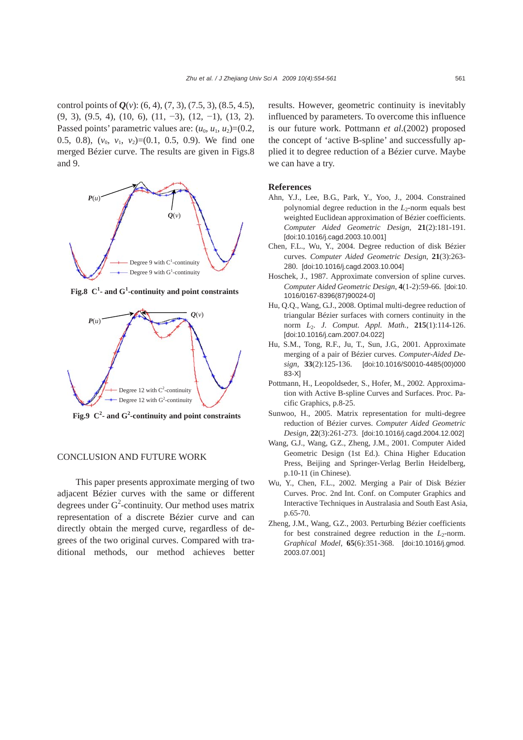control points of $\boldsymbol{Q}(v)$: (6, 4), (7, 3), (7.5, 3), (8.5, 4.5), (9, 3), (9.5, 4), (10, 6), (11, −3), (12, −1), (13, 2). Passed points' parametric values are: $(u_0, u_1, u_2)$=(0.2, 0.5, 0.8), $(v_0, v_1, v_2)$=(0.1, 0.5, 0.9). We find one merged Bézier curve. The results are given in Figs.8 and 9.

$\boldsymbol{P}(u)$

$\boldsymbol{Q}(v)$

Degree 9 with $C^1$-continuity

Degree 9 with $G^1$-continuity

**Fig.8 $C^1$- and $G^1$-continuity and point constraints**

$\boldsymbol{P}(u)$

$\boldsymbol{Q}(v)$

Degree 12 with $C^2$-continuity

Degree 12 with $G^2$-continuity

**Fig.9 $C^2$- and $G^2$-continuity and point constraints**

## CONCLUSION AND FUTURE WORK

This paper presents approximate merging of two adjacent Bézier curves with the same or different degrees under $G^2$-continuity. Our method uses matrix representation of a discrete Bézier curve and can directly obtain the merged curve, regardless of degrees of the two original curves. Compared with traditional methods, our method achieves better results. However, geometric continuity is inevitably influenced by parameters. To overcome this influence is our future work. Pottmann *et al*.(2002) proposed the concept of 'active B-spline' and successfully applied it to degree reduction of a Bézier curve. Maybe we can have a try.

## References

Ahn, Y.J., Lee, B.G., Park, Y., Yoo, J., 2004. Constrained polynomial degree reduction in the $L_2$-norm equals best weighted Euclidean approximation of Bézier coefficients. *Computer Aided Geometric Design*, **21**(2):181-191. [doi:10.1016/j.cagd.2003.10.001]

Chen, F.L., Wu, Y., 2004. Degree reduction of disk Bézier curves. *Computer Aided Geometric Design*, **21**(3):263-280. [doi:10.1016/j.cagd.2003.10.004]

Hoschek, J., 1987. Approximate conversion of spline curves. *Computer Aided Geometric Design*, **4**(1-2):59-66. [doi:10.1016/0167-8396(87)90024-0]

Hu, Q.Q., Wang, G.J., 2008. Optimal multi-degree reduction of triangular Bézier surfaces with corners continuity in the norm $L_2$. *J. Comput. Appl. Math.*, **215**(1):114-126. [doi:10.1016/j.cam.2007.04.022]

Hu, S.M., Tong, R.F., Ju, T., Sun, J.G., 2001. Approximate merging of a pair of Bézier curves. *Computer-Aided Design*, **33**(2):125-136. [doi:10.1016/S0010-4485(00)00083-X]

Pottmann, H., Leopoldseder, S., Hofer, M., 2002. Approximation with Active B-spline Curves and Surfaces. Proc. Pacific Graphics, p.8-25.

Sunwoo, H., 2005. Matrix representation for multi-degree reduction of Bézier curves. *Computer Aided Geometric Design*, **22**(3):261-273. [doi:10.1016/j.cagd.2004.12.002]

Wang, G.J., Wang, G.Z., Zheng, J.M., 2001. Computer Aided Geometric Design (1st Ed.). China Higher Education Press, Beijing and Springer-Verlag Berlin Heidelberg, p.10-11 (in Chinese).

Wu, Y., Chen, F.L., 2002. Merging a Pair of Disk Bézier Curves. Proc. 2nd Int. Conf. on Computer Graphics and Interactive Techniques in Australasia and South East Asia, p.65-70.

Zheng, J.M., Wang, G.Z., 2003. Perturbing Bézier coefficients for best constrained degree reduction in the $L_2$-norm. *Graphical Model*, **65**(6):351-368. [doi:10.1016/j.gmod.2003.07.001]